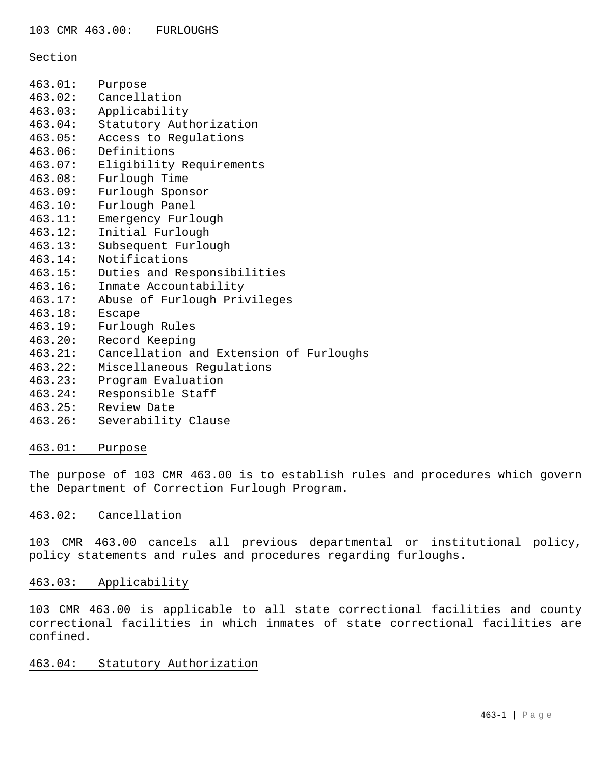# 103 CMR 463.00: FURLOUGHS

Section

463.01: Purpose
463.02: Cancellation
463.03: Applicability
463.04: Statutory Authorization
463.05: Access to Regulations
463.06: Definitions
463.07: Eligibility Requirements
463.08: Furlough Time
463.09: Furlough Sponsor
463.10: Furlough Panel
463.11: Emergency Furlough
463.12: Initial Furlough
463.13: Subsequent Furlough
463.14: Notifications
463.15: Duties and Responsibilities
463.16: Inmate Accountability
463.17: Abuse of Furlough Privileges
463.18: Escape
463.19: Furlough Rules
463.20: Record Keeping
463.21: Cancellation and Extension of Furloughs
463.22: Miscellaneous Regulations
463.23: Program Evaluation
463.24: Responsible Staff
463.25: Review Date
463.26: Severability Clause

## 463.01: Purpose

The purpose of 103 CMR 463.00 is to establish rules and procedures which govern the Department of Correction Furlough Program.

## 463.02: Cancellation

103 CMR 463.00 cancels all previous departmental or institutional policy, policy statements and rules and procedures regarding furloughs.

## 463.03: Applicability

103 CMR 463.00 is applicable to all state correctional facilities and county correctional facilities in which inmates of state correctional facilities are confined.

## 463.04: Statutory Authorization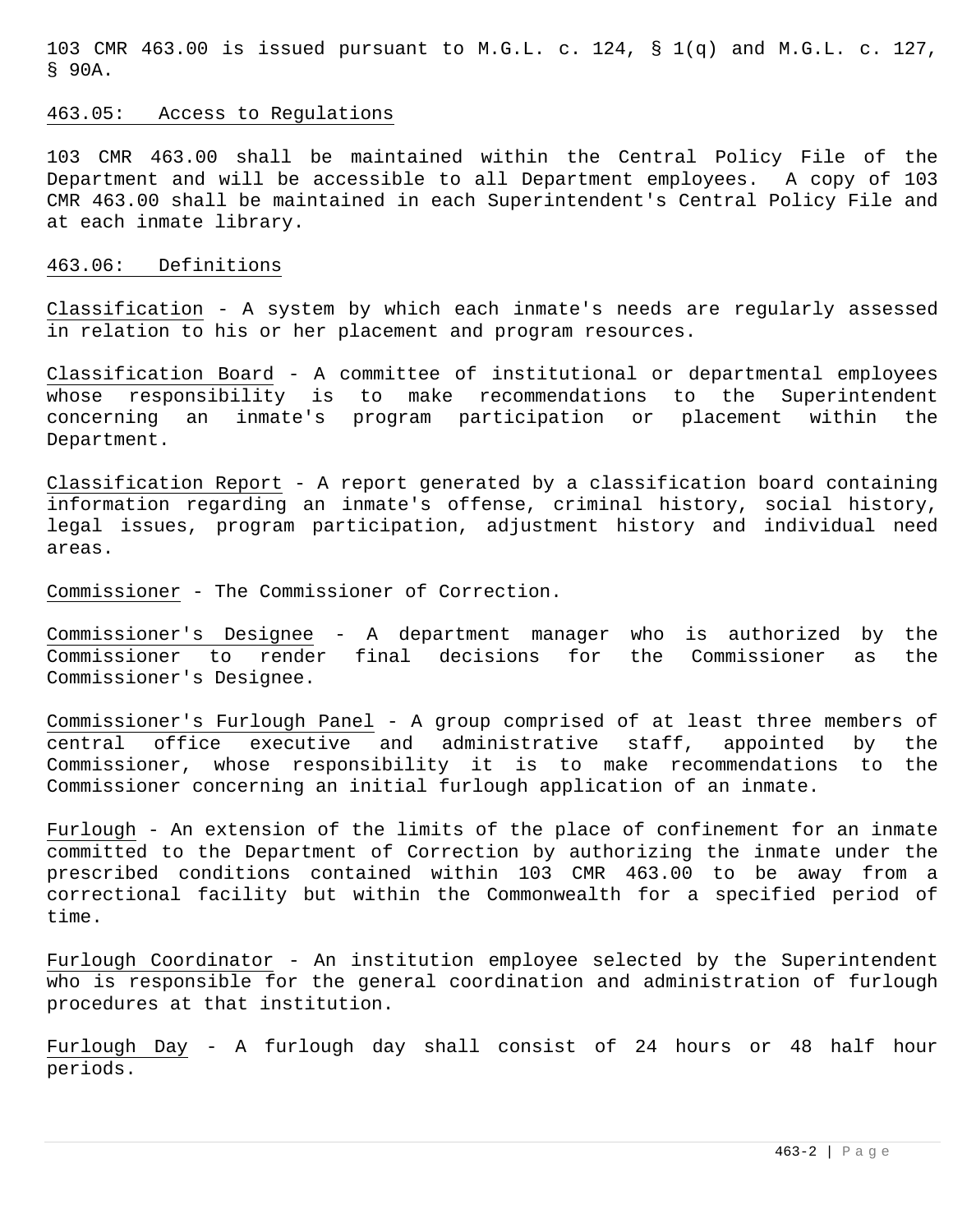103 CMR 463.00 is issued pursuant to M.G.L. c. 124, § 1(q) and M.G.L. c. 127, § 90A.

## 463.05: Access to Regulations

103 CMR 463.00 shall be maintained within the Central Policy File of the Department and will be accessible to all Department employees. A copy of 103 CMR 463.00 shall be maintained in each Superintendent's Central Policy File and at each inmate library.

## 463.06: Definitions

Classification - A system by which each inmate's needs are regularly assessed in relation to his or her placement and program resources.

Classification Board - A committee of institutional or departmental employees whose responsibility is to make recommendations to the Superintendent concerning an inmate's program participation or placement within the Department.

Classification Report - A report generated by a classification board containing information regarding an inmate's offense, criminal history, social history, legal issues, program participation, adjustment history and individual need areas.

Commissioner - The Commissioner of Correction.

Commissioner's Designee - A department manager who is authorized by the Commissioner to render final decisions for the Commissioner as the Commissioner's Designee.

Commissioner's Furlough Panel - A group comprised of at least three members of central office executive and administrative staff, appointed by the Commissioner, whose responsibility it is to make recommendations to the Commissioner concerning an initial furlough application of an inmate.

Furlough - An extension of the limits of the place of confinement for an inmate committed to the Department of Correction by authorizing the inmate under the prescribed conditions contained within 103 CMR 463.00 to be away from a correctional facility but within the Commonwealth for a specified period of time.

Furlough Coordinator - An institution employee selected by the Superintendent who is responsible for the general coordination and administration of furlough procedures at that institution.

Furlough Day - A furlough day shall consist of 24 hours or 48 half hour periods.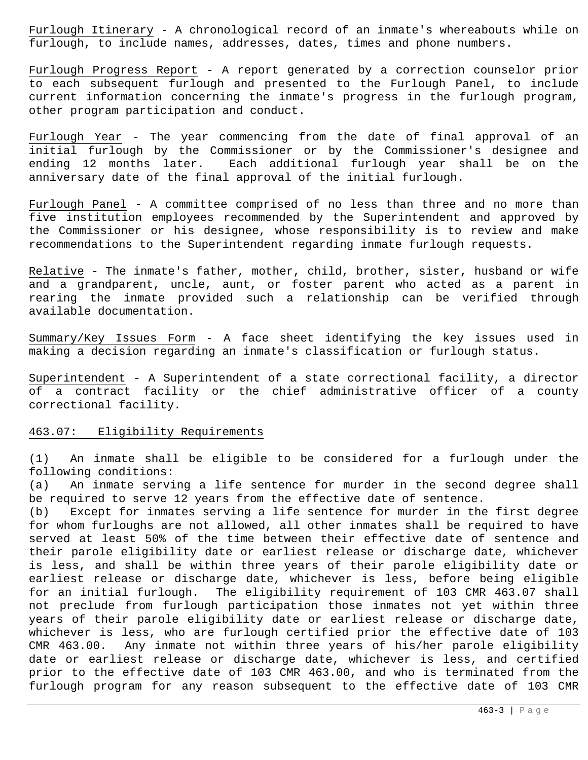Furlough Itinerary - A chronological record of an inmate's whereabouts while on furlough, to include names, addresses, dates, times and phone numbers.

Furlough Progress Report - A report generated by a correction counselor prior to each subsequent furlough and presented to the Furlough Panel, to include current information concerning the inmate's progress in the furlough program, other program participation and conduct.

Furlough Year - The year commencing from the date of final approval of an initial furlough by the Commissioner or by the Commissioner's designee and ending 12 months later. Each additional furlough year shall be on the anniversary date of the final approval of the initial furlough.

Furlough Panel - A committee comprised of no less than three and no more than five institution employees recommended by the Superintendent and approved by the Commissioner or his designee, whose responsibility is to review and make recommendations to the Superintendent regarding inmate furlough requests.

Relative - The inmate's father, mother, child, brother, sister, husband or wife and a grandparent, uncle, aunt, or foster parent who acted as a parent in rearing the inmate provided such a relationship can be verified through available documentation.

Summary/Key Issues Form - A face sheet identifying the key issues used in making a decision regarding an inmate's classification or furlough status.

Superintendent - A Superintendent of a state correctional facility, a director of a contract facility or the chief administrative officer of a county correctional facility.

## 463.07: Eligibility Requirements

(1) An inmate shall be eligible to be considered for a furlough under the following conditions:

(a) An inmate serving a life sentence for murder in the second degree shall be required to serve 12 years from the effective date of sentence.

(b) Except for inmates serving a life sentence for murder in the first degree for whom furloughs are not allowed, all other inmates shall be required to have served at least 50% of the time between their effective date of sentence and their parole eligibility date or earliest release or discharge date, whichever is less, and shall be within three years of their parole eligibility date or earliest release or discharge date, whichever is less, before being eligible for an initial furlough. The eligibility requirement of 103 CMR 463.07 shall not preclude from furlough participation those inmates not yet within three years of their parole eligibility date or earliest release or discharge date, whichever is less, who are furlough certified prior the effective date of 103 CMR 463.00. Any inmate not within three years of his/her parole eligibility date or earliest release or discharge date, whichever is less, and certified prior to the effective date of 103 CMR 463.00, and who is terminated from the furlough program for any reason subsequent to the effective date of 103 CMR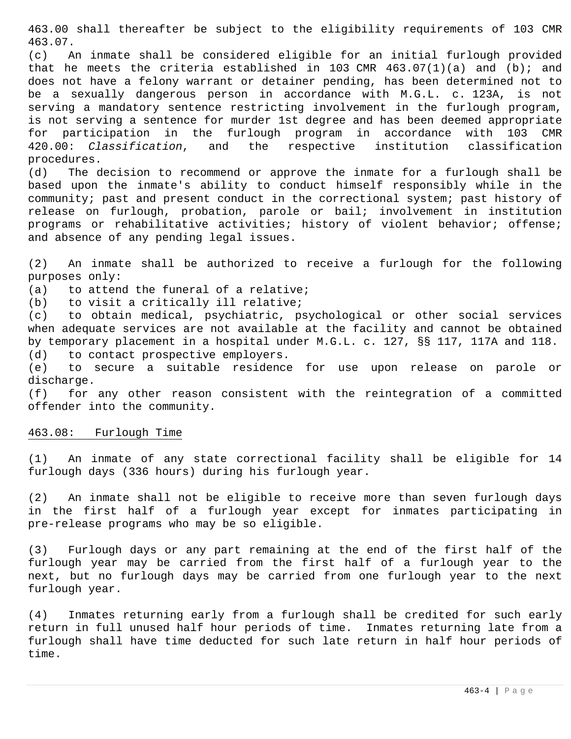463.00 shall thereafter be subject to the eligibility requirements of 103 CMR 463.07.

(c) An inmate shall be considered eligible for an initial furlough provided that he meets the criteria established in 103 CMR 463.07(1)(a) and (b); and does not have a felony warrant or detainer pending, has been determined not to be a sexually dangerous person in accordance with M.G.L. c. 123A, is not serving a mandatory sentence restricting involvement in the furlough program, is not serving a sentence for murder 1st degree and has been deemed appropriate for participation in the furlough program in accordance with 103 CMR 420.00: *Classification*, and the respective institution classification procedures.

(d) The decision to recommend or approve the inmate for a furlough shall be based upon the inmate's ability to conduct himself responsibly while in the community; past and present conduct in the correctional system; past history of release on furlough, probation, parole or bail; involvement in institution programs or rehabilitative activities; history of violent behavior; offense; and absence of any pending legal issues.

(2) An inmate shall be authorized to receive a furlough for the following purposes only:

(a) to attend the funeral of a relative;

(b) to visit a critically ill relative;

(c) to obtain medical, psychiatric, psychological or other social services when adequate services are not available at the facility and cannot be obtained by temporary placement in a hospital under M.G.L. c. 127, §§ 117, 117A and 118.

(d) to contact prospective employers.

(e) to secure a suitable residence for use upon release on parole or discharge.

(f) for any other reason consistent with the reintegration of a committed offender into the community.

## 463.08: Furlough Time

(1) An inmate of any state correctional facility shall be eligible for 14 furlough days (336 hours) during his furlough year.

(2) An inmate shall not be eligible to receive more than seven furlough days in the first half of a furlough year except for inmates participating in pre-release programs who may be so eligible.

(3) Furlough days or any part remaining at the end of the first half of the furlough year may be carried from the first half of a furlough year to the next, but no furlough days may be carried from one furlough year to the next furlough year.

(4) Inmates returning early from a furlough shall be credited for such early return in full unused half hour periods of time. Inmates returning late from a furlough shall have time deducted for such late return in half hour periods of time.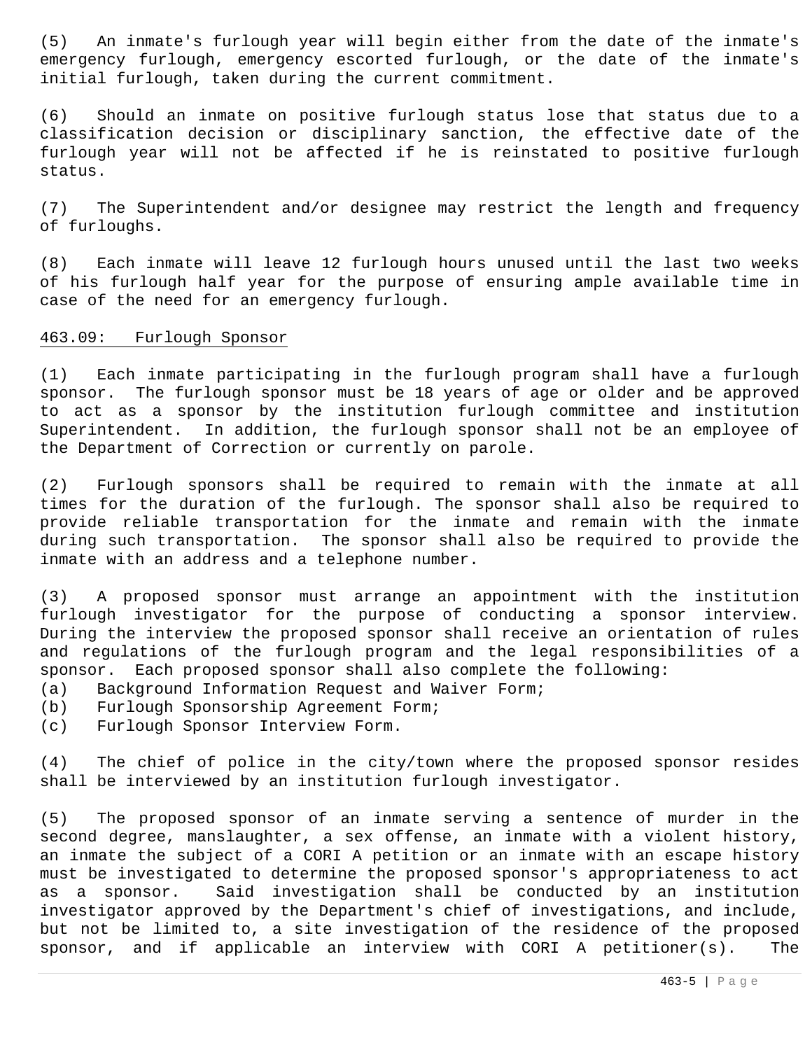(5) An inmate's furlough year will begin either from the date of the inmate's emergency furlough, emergency escorted furlough, or the date of the inmate's initial furlough, taken during the current commitment.

(6) Should an inmate on positive furlough status lose that status due to a classification decision or disciplinary sanction, the effective date of the furlough year will not be affected if he is reinstated to positive furlough status.

(7) The Superintendent and/or designee may restrict the length and frequency of furloughs.

(8) Each inmate will leave 12 furlough hours unused until the last two weeks of his furlough half year for the purpose of ensuring ample available time in case of the need for an emergency furlough.

463.09: Furlough Sponsor

(1) Each inmate participating in the furlough program shall have a furlough sponsor. The furlough sponsor must be 18 years of age or older and be approved to act as a sponsor by the institution furlough committee and institution Superintendent. In addition, the furlough sponsor shall not be an employee of the Department of Correction or currently on parole.

(2) Furlough sponsors shall be required to remain with the inmate at all times for the duration of the furlough. The sponsor shall also be required to provide reliable transportation for the inmate and remain with the inmate during such transportation. The sponsor shall also be required to provide the inmate with an address and a telephone number.

(3) A proposed sponsor must arrange an appointment with the institution furlough investigator for the purpose of conducting a sponsor interview. During the interview the proposed sponsor shall receive an orientation of rules and regulations of the furlough program and the legal responsibilities of a sponsor. Each proposed sponsor shall also complete the following:
(a) Background Information Request and Waiver Form;
(b) Furlough Sponsorship Agreement Form;
(c) Furlough Sponsor Interview Form.

(4) The chief of police in the city/town where the proposed sponsor resides shall be interviewed by an institution furlough investigator.

(5) The proposed sponsor of an inmate serving a sentence of murder in the second degree, manslaughter, a sex offense, an inmate with a violent history, an inmate the subject of a CORI A petition or an inmate with an escape history must be investigated to determine the proposed sponsor's appropriateness to act as a sponsor. Said investigation shall be conducted by an institution investigator approved by the Department's chief of investigations, and include, but not be limited to, a site investigation of the residence of the proposed sponsor, and if applicable an interview with CORI A petitioner(s). The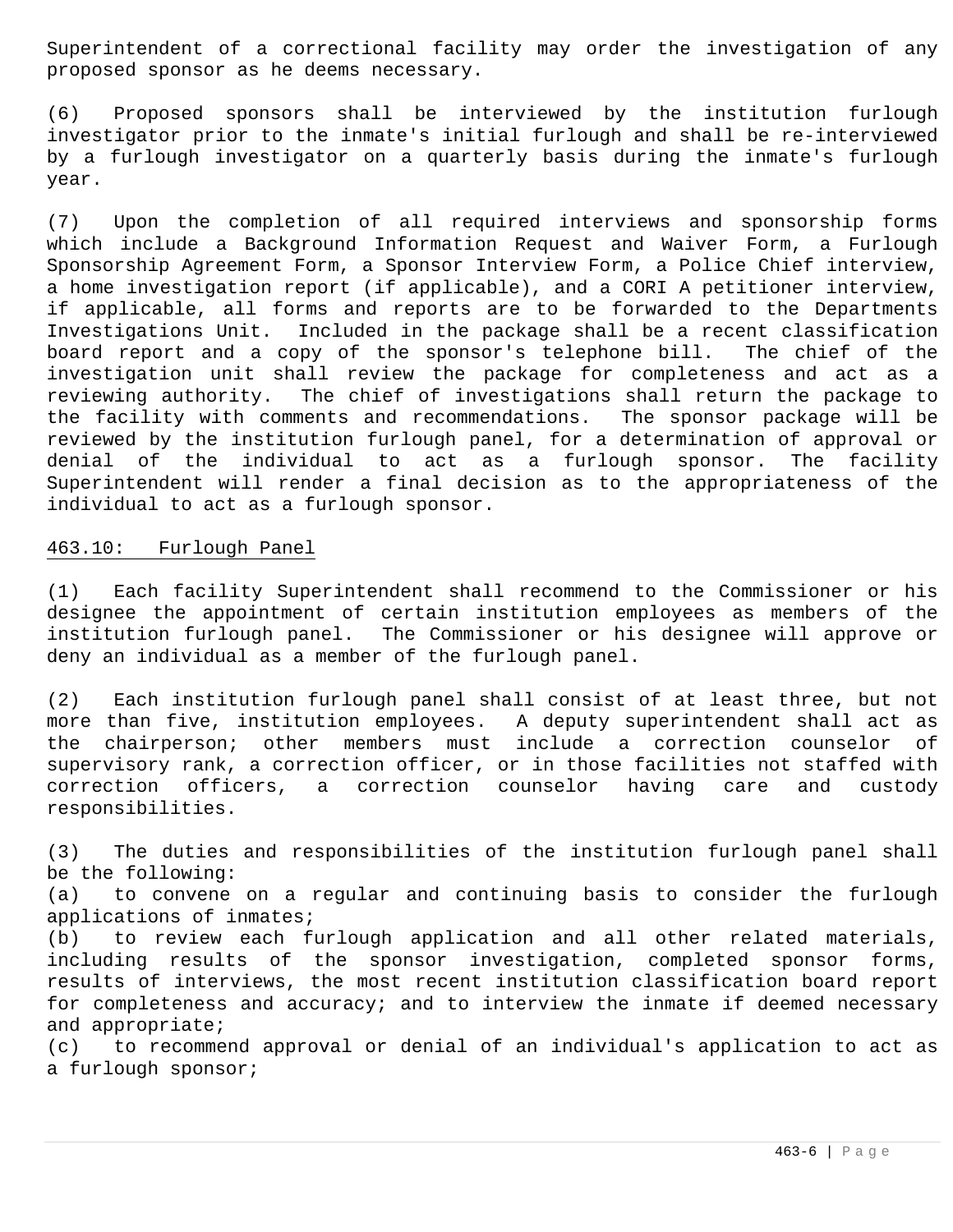Superintendent of a correctional facility may order the investigation of any proposed sponsor as he deems necessary.

(6) Proposed sponsors shall be interviewed by the institution furlough investigator prior to the inmate's initial furlough and shall be re-interviewed by a furlough investigator on a quarterly basis during the inmate's furlough year.

(7) Upon the completion of all required interviews and sponsorship forms which include a Background Information Request and Waiver Form, a Furlough Sponsorship Agreement Form, a Sponsor Interview Form, a Police Chief interview, a home investigation report (if applicable), and a CORI A petitioner interview, if applicable, all forms and reports are to be forwarded to the Departments Investigations Unit. Included in the package shall be a recent classification board report and a copy of the sponsor's telephone bill. The chief of the investigation unit shall review the package for completeness and act as a reviewing authority. The chief of investigations shall return the package to the facility with comments and recommendations. The sponsor package will be reviewed by the institution furlough panel, for a determination of approval or denial of the individual to act as a furlough sponsor. The facility Superintendent will render a final decision as to the appropriateness of the individual to act as a furlough sponsor.

## 463.10: Furlough Panel

(1) Each facility Superintendent shall recommend to the Commissioner or his designee the appointment of certain institution employees as members of the institution furlough panel. The Commissioner or his designee will approve or deny an individual as a member of the furlough panel.

(2) Each institution furlough panel shall consist of at least three, but not more than five, institution employees. A deputy superintendent shall act as the chairperson; other members must include a correction counselor of supervisory rank, a correction officer, or in those facilities not staffed with correction officers, a correction counselor having care and custody responsibilities.

(3) The duties and responsibilities of the institution furlough panel shall be the following:
(a) to convene on a regular and continuing basis to consider the furlough applications of inmates;
(b) to review each furlough application and all other related materials, including results of the sponsor investigation, completed sponsor forms, results of interviews, the most recent institution classification board report for completeness and accuracy; and to interview the inmate if deemed necessary and appropriate;
(c) to recommend approval or denial of an individual's application to act as a furlough sponsor;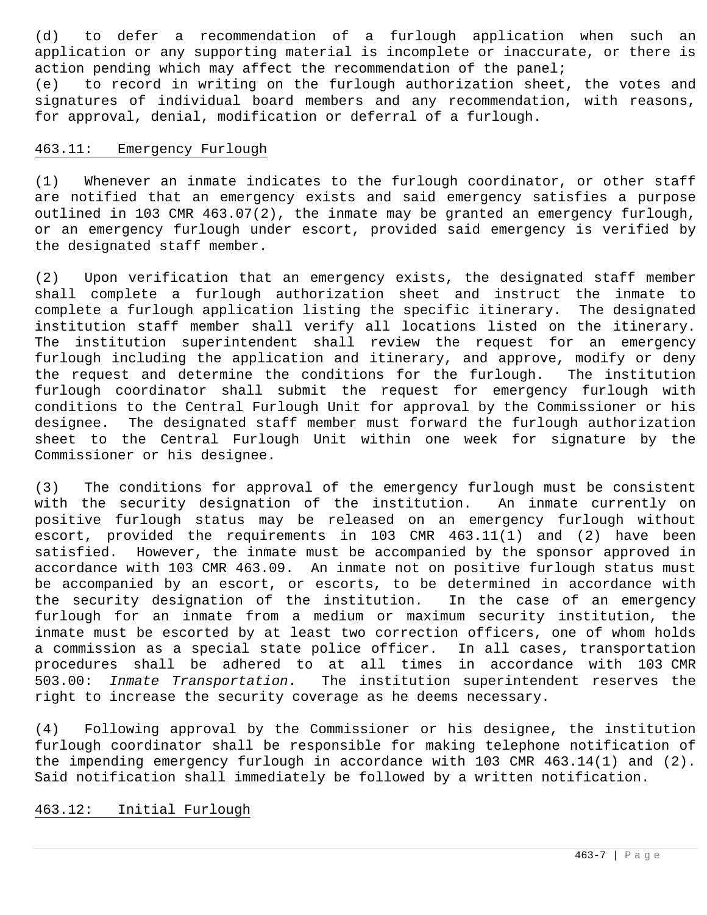(d) to defer a recommendation of a furlough application when such an application or any supporting material is incomplete or inaccurate, or there is action pending which may affect the recommendation of the panel;

(e) to record in writing on the furlough authorization sheet, the votes and signatures of individual board members and any recommendation, with reasons, for approval, denial, modification or deferral of a furlough.

463.11: Emergency Furlough

(1) Whenever an inmate indicates to the furlough coordinator, or other staff are notified that an emergency exists and said emergency satisfies a purpose outlined in 103 CMR 463.07(2), the inmate may be granted an emergency furlough, or an emergency furlough under escort, provided said emergency is verified by the designated staff member.

(2) Upon verification that an emergency exists, the designated staff member shall complete a furlough authorization sheet and instruct the inmate to complete a furlough application listing the specific itinerary. The designated institution staff member shall verify all locations listed on the itinerary. The institution superintendent shall review the request for an emergency furlough including the application and itinerary, and approve, modify or deny the request and determine the conditions for the furlough. The institution furlough coordinator shall submit the request for emergency furlough with conditions to the Central Furlough Unit for approval by the Commissioner or his designee. The designated staff member must forward the furlough authorization sheet to the Central Furlough Unit within one week for signature by the Commissioner or his designee.

(3) The conditions for approval of the emergency furlough must be consistent with the security designation of the institution. An inmate currently on positive furlough status may be released on an emergency furlough without escort, provided the requirements in 103 CMR 463.11(1) and (2) have been satisfied. However, the inmate must be accompanied by the sponsor approved in accordance with 103 CMR 463.09. An inmate not on positive furlough status must be accompanied by an escort, or escorts, to be determined in accordance with the security designation of the institution. In the case of an emergency furlough for an inmate from a medium or maximum security institution, the inmate must be escorted by at least two correction officers, one of whom holds a commission as a special state police officer. In all cases, transportation procedures shall be adhered to at all times in accordance with 103 CMR 503.00: *Inmate Transportation*. The institution superintendent reserves the right to increase the security coverage as he deems necessary.

(4) Following approval by the Commissioner or his designee, the institution furlough coordinator shall be responsible for making telephone notification of the impending emergency furlough in accordance with 103 CMR 463.14(1) and (2). Said notification shall immediately be followed by a written notification.

463.12: Initial Furlough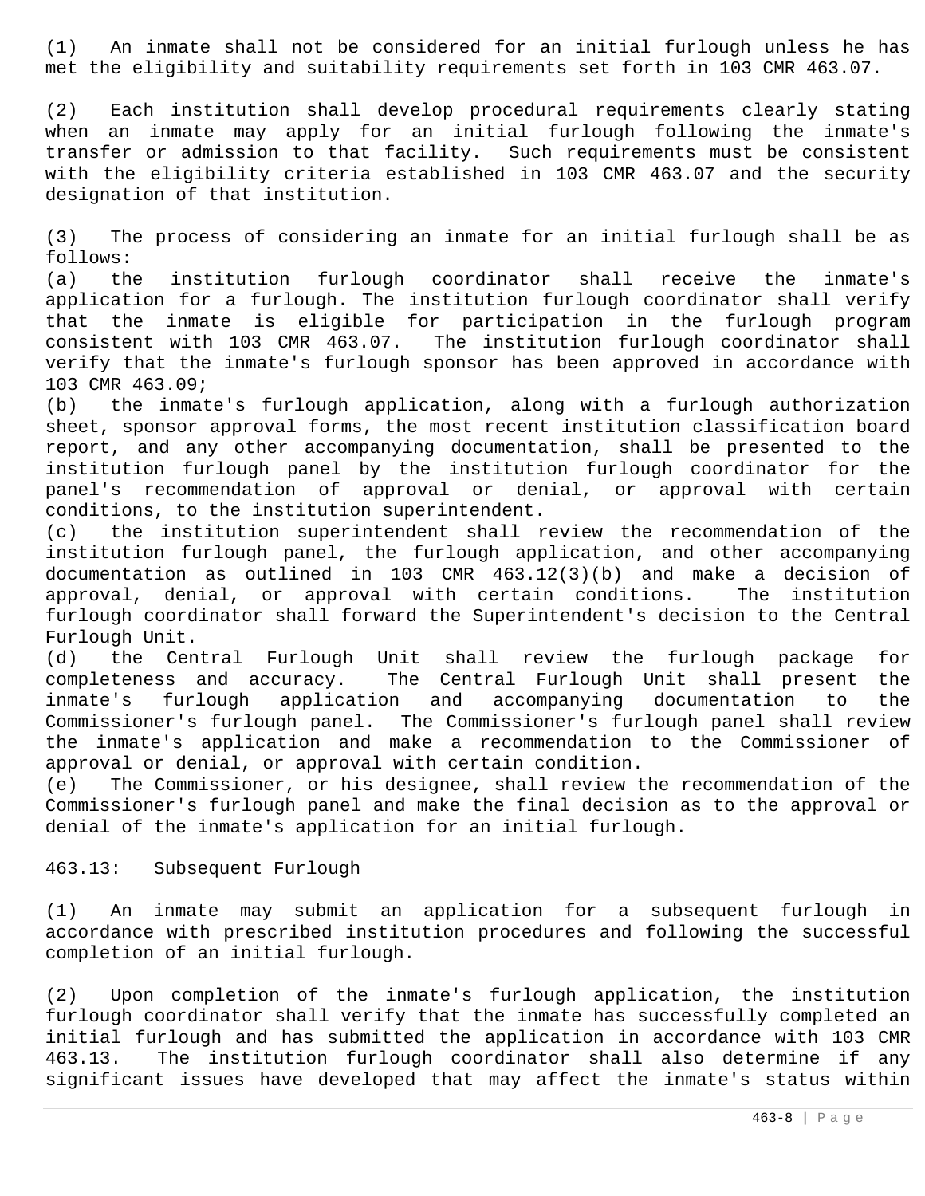(1) An inmate shall not be considered for an initial furlough unless he has met the eligibility and suitability requirements set forth in 103 CMR 463.07.

(2) Each institution shall develop procedural requirements clearly stating when an inmate may apply for an initial furlough following the inmate's transfer or admission to that facility. Such requirements must be consistent with the eligibility criteria established in 103 CMR 463.07 and the security designation of that institution.

(3) The process of considering an inmate for an initial furlough shall be as follows:

(a) the institution furlough coordinator shall receive the inmate's application for a furlough. The institution furlough coordinator shall verify that the inmate is eligible for participation in the furlough program consistent with 103 CMR 463.07. The institution furlough coordinator shall verify that the inmate's furlough sponsor has been approved in accordance with 103 CMR 463.09;

(b) the inmate's furlough application, along with a furlough authorization sheet, sponsor approval forms, the most recent institution classification board report, and any other accompanying documentation, shall be presented to the institution furlough panel by the institution furlough coordinator for the panel's recommendation of approval or denial, or approval with certain conditions, to the institution superintendent.

(c) the institution superintendent shall review the recommendation of the institution furlough panel, the furlough application, and other accompanying documentation as outlined in 103 CMR 463.12(3)(b) and make a decision of approval, denial, or approval with certain conditions. The institution furlough coordinator shall forward the Superintendent's decision to the Central Furlough Unit.

(d) the Central Furlough Unit shall review the furlough package for completeness and accuracy. The Central Furlough Unit shall present the inmate's furlough application and accompanying documentation to the Commissioner's furlough panel. The Commissioner's furlough panel shall review the inmate's application and make a recommendation to the Commissioner of approval or denial, or approval with certain condition.

(e) The Commissioner, or his designee, shall review the recommendation of the Commissioner's furlough panel and make the final decision as to the approval or denial of the inmate's application for an initial furlough.

## 463.13: Subsequent Furlough

(1) An inmate may submit an application for a subsequent furlough in accordance with prescribed institution procedures and following the successful completion of an initial furlough.

(2) Upon completion of the inmate's furlough application, the institution furlough coordinator shall verify that the inmate has successfully completed an initial furlough and has submitted the application in accordance with 103 CMR 463.13. The institution furlough coordinator shall also determine if any significant issues have developed that may affect the inmate's status within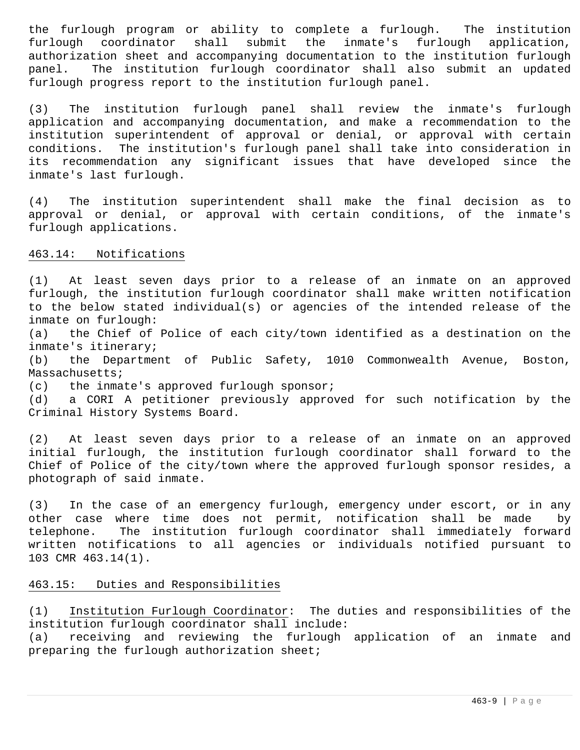the furlough program or ability to complete a furlough. The institution furlough coordinator shall submit the inmate's furlough application, authorization sheet and accompanying documentation to the institution furlough panel. The institution furlough coordinator shall also submit an updated furlough progress report to the institution furlough panel.

(3) The institution furlough panel shall review the inmate's furlough application and accompanying documentation, and make a recommendation to the institution superintendent of approval or denial, or approval with certain conditions. The institution's furlough panel shall take into consideration in its recommendation any significant issues that have developed since the inmate's last furlough.

(4) The institution superintendent shall make the final decision as to approval or denial, or approval with certain conditions, of the inmate's furlough applications.

## 463.14: Notifications

(1) At least seven days prior to a release of an inmate on an approved furlough, the institution furlough coordinator shall make written notification to the below stated individual(s) or agencies of the intended release of the inmate on furlough:
(a) the Chief of Police of each city/town identified as a destination on the inmate's itinerary;
(b) the Department of Public Safety, 1010 Commonwealth Avenue, Boston, Massachusetts;
(c) the inmate's approved furlough sponsor;
(d) a CORI A petitioner previously approved for such notification by the Criminal History Systems Board.

(2) At least seven days prior to a release of an inmate on an approved initial furlough, the institution furlough coordinator shall forward to the Chief of Police of the city/town where the approved furlough sponsor resides, a photograph of said inmate.

(3) In the case of an emergency furlough, emergency under escort, or in any other case where time does not permit, notification shall be made by telephone. The institution furlough coordinator shall immediately forward written notifications to all agencies or individuals notified pursuant to 103 CMR 463.14(1).

## 463.15: Duties and Responsibilities

(1) Institution Furlough Coordinator: The duties and responsibilities of the institution furlough coordinator shall include:
(a) receiving and reviewing the furlough application of an inmate and preparing the furlough authorization sheet;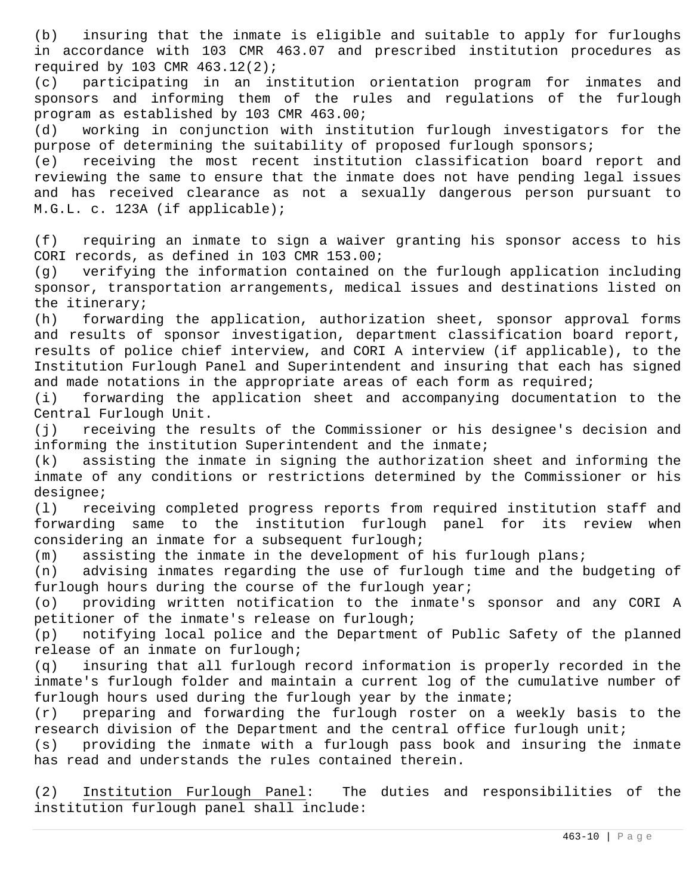(b) insuring that the inmate is eligible and suitable to apply for furloughs in accordance with 103 CMR 463.07 and prescribed institution procedures as required by 103 CMR 463.12(2);

(c) participating in an institution orientation program for inmates and sponsors and informing them of the rules and regulations of the furlough program as established by 103 CMR 463.00;

(d) working in conjunction with institution furlough investigators for the purpose of determining the suitability of proposed furlough sponsors;

(e) receiving the most recent institution classification board report and reviewing the same to ensure that the inmate does not have pending legal issues and has received clearance as not a sexually dangerous person pursuant to M.G.L. c. 123A (if applicable);

(f) requiring an inmate to sign a waiver granting his sponsor access to his CORI records, as defined in 103 CMR 153.00;

(g) verifying the information contained on the furlough application including sponsor, transportation arrangements, medical issues and destinations listed on the itinerary;

(h) forwarding the application, authorization sheet, sponsor approval forms and results of sponsor investigation, department classification board report, results of police chief interview, and CORI A interview (if applicable), to the Institution Furlough Panel and Superintendent and insuring that each has signed and made notations in the appropriate areas of each form as required;

(i) forwarding the application sheet and accompanying documentation to the Central Furlough Unit.

(j) receiving the results of the Commissioner or his designee's decision and informing the institution Superintendent and the inmate;

(k) assisting the inmate in signing the authorization sheet and informing the inmate of any conditions or restrictions determined by the Commissioner or his designee;

(l) receiving completed progress reports from required institution staff and forwarding same to the institution furlough panel for its review when considering an inmate for a subsequent furlough;

(m) assisting the inmate in the development of his furlough plans;

(n) advising inmates regarding the use of furlough time and the budgeting of furlough hours during the course of the furlough year;

(o) providing written notification to the inmate's sponsor and any CORI A petitioner of the inmate's release on furlough;

(p) notifying local police and the Department of Public Safety of the planned release of an inmate on furlough;

(q) insuring that all furlough record information is properly recorded in the inmate's furlough folder and maintain a current log of the cumulative number of furlough hours used during the furlough year by the inmate;

(r) preparing and forwarding the furlough roster on a weekly basis to the research division of the Department and the central office furlough unit;

(s) providing the inmate with a furlough pass book and insuring the inmate has read and understands the rules contained therein.

(2) Institution Furlough Panel: The duties and responsibilities of the institution furlough panel shall include: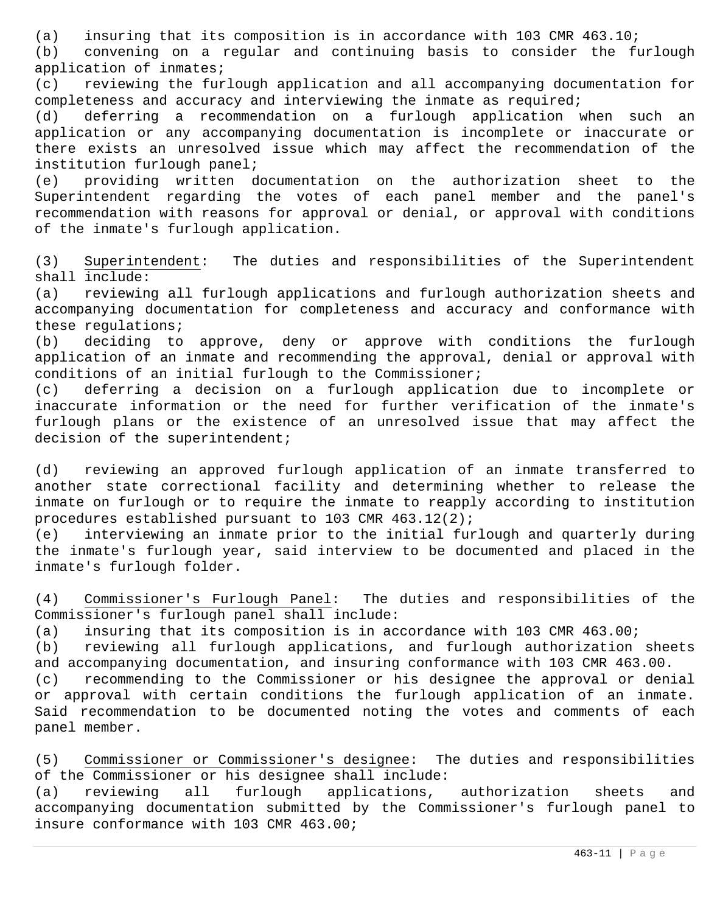(a) insuring that its composition is in accordance with 103 CMR 463.10;
(b) convening on a regular and continuing basis to consider the furlough application of inmates;
(c) reviewing the furlough application and all accompanying documentation for completeness and accuracy and interviewing the inmate as required;
(d) deferring a recommendation on a furlough application when such an application or any accompanying documentation is incomplete or inaccurate or there exists an unresolved issue which may affect the recommendation of the institution furlough panel;
(e) providing written documentation on the authorization sheet to the Superintendent regarding the votes of each panel member and the panel's recommendation with reasons for approval or denial, or approval with conditions of the inmate's furlough application.

(3) Superintendent: The duties and responsibilities of the Superintendent shall include:
(a) reviewing all furlough applications and furlough authorization sheets and accompanying documentation for completeness and accuracy and conformance with these regulations;
(b) deciding to approve, deny or approve with conditions the furlough application of an inmate and recommending the approval, denial or approval with conditions of an initial furlough to the Commissioner;
(c) deferring a decision on a furlough application due to incomplete or inaccurate information or the need for further verification of the inmate's furlough plans or the existence of an unresolved issue that may affect the decision of the superintendent;

(d) reviewing an approved furlough application of an inmate transferred to another state correctional facility and determining whether to release the inmate on furlough or to require the inmate to reapply according to institution procedures established pursuant to 103 CMR 463.12(2);
(e) interviewing an inmate prior to the initial furlough and quarterly during the inmate's furlough year, said interview to be documented and placed in the inmate's furlough folder.

(4) Commissioner's Furlough Panel: The duties and responsibilities of the Commissioner's furlough panel shall include:
(a) insuring that its composition is in accordance with 103 CMR 463.00;
(b) reviewing all furlough applications, and furlough authorization sheets and accompanying documentation, and insuring conformance with 103 CMR 463.00.
(c) recommending to the Commissioner or his designee the approval or denial or approval with certain conditions the furlough application of an inmate. Said recommendation to be documented noting the votes and comments of each panel member.

(5) Commissioner or Commissioner's designee: The duties and responsibilities of the Commissioner or his designee shall include:
(a) reviewing all furlough applications, authorization sheets and accompanying documentation submitted by the Commissioner's furlough panel to insure conformance with 103 CMR 463.00;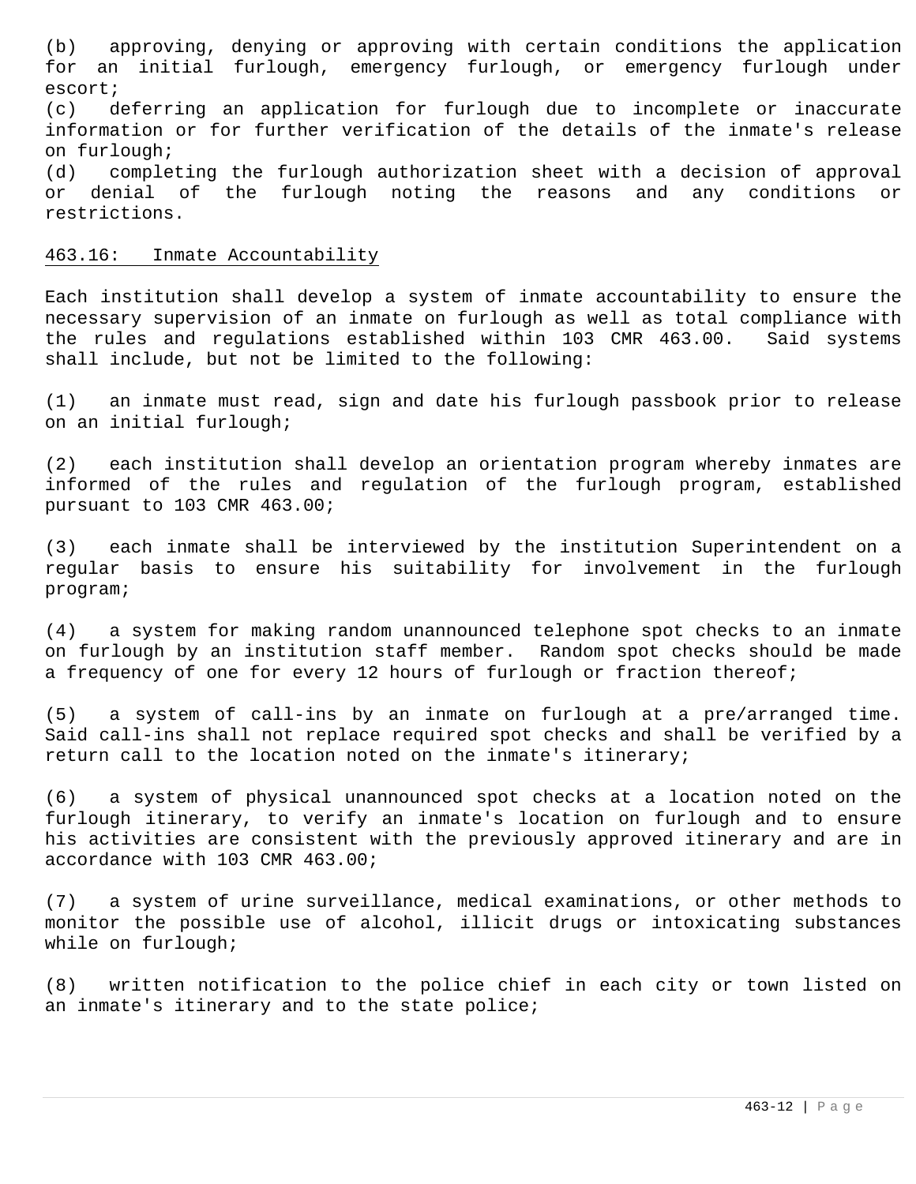(b) approving, denying or approving with certain conditions the application for an initial furlough, emergency furlough, or emergency furlough under escort;

(c) deferring an application for furlough due to incomplete or inaccurate information or for further verification of the details of the inmate's release on furlough;

(d) completing the furlough authorization sheet with a decision of approval or denial of the furlough noting the reasons and any conditions or restrictions.

## 463.16: Inmate Accountability

Each institution shall develop a system of inmate accountability to ensure the necessary supervision of an inmate on furlough as well as total compliance with the rules and regulations established within 103 CMR 463.00. Said systems shall include, but not be limited to the following:

(1) an inmate must read, sign and date his furlough passbook prior to release on an initial furlough;

(2) each institution shall develop an orientation program whereby inmates are informed of the rules and regulation of the furlough program, established pursuant to 103 CMR 463.00;

(3) each inmate shall be interviewed by the institution Superintendent on a regular basis to ensure his suitability for involvement in the furlough program;

(4) a system for making random unannounced telephone spot checks to an inmate on furlough by an institution staff member. Random spot checks should be made a frequency of one for every 12 hours of furlough or fraction thereof;

(5) a system of call-ins by an inmate on furlough at a pre/arranged time. Said call-ins shall not replace required spot checks and shall be verified by a return call to the location noted on the inmate's itinerary;

(6) a system of physical unannounced spot checks at a location noted on the furlough itinerary, to verify an inmate's location on furlough and to ensure his activities are consistent with the previously approved itinerary and are in accordance with 103 CMR 463.00;

(7) a system of urine surveillance, medical examinations, or other methods to monitor the possible use of alcohol, illicit drugs or intoxicating substances while on furlough;

(8) written notification to the police chief in each city or town listed on an inmate's itinerary and to the state police;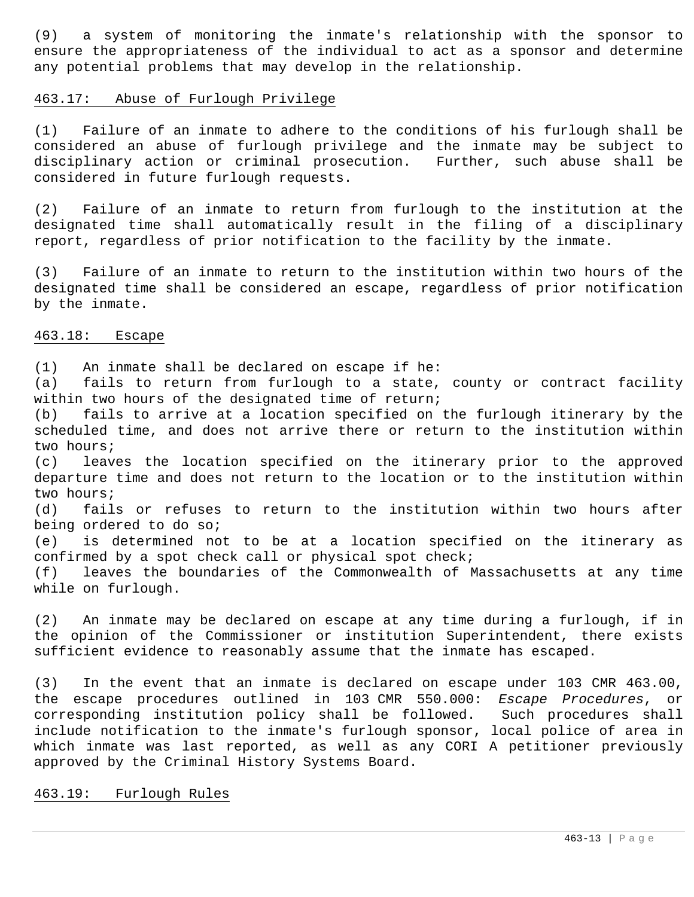(9) a system of monitoring the inmate's relationship with the sponsor to ensure the appropriateness of the individual to act as a sponsor and determine any potential problems that may develop in the relationship.

## 463.17: Abuse of Furlough Privilege

(1) Failure of an inmate to adhere to the conditions of his furlough shall be considered an abuse of furlough privilege and the inmate may be subject to disciplinary action or criminal prosecution. Further, such abuse shall be considered in future furlough requests.

(2) Failure of an inmate to return from furlough to the institution at the designated time shall automatically result in the filing of a disciplinary report, regardless of prior notification to the facility by the inmate.

(3) Failure of an inmate to return to the institution within two hours of the designated time shall be considered an escape, regardless of prior notification by the inmate.

## 463.18: Escape

(1) An inmate shall be declared on escape if he:

(a) fails to return from furlough to a state, county or contract facility within two hours of the designated time of return;

(b) fails to arrive at a location specified on the furlough itinerary by the scheduled time, and does not arrive there or return to the institution within two hours;

(c) leaves the location specified on the itinerary prior to the approved departure time and does not return to the location or to the institution within two hours;

(d) fails or refuses to return to the institution within two hours after being ordered to do so;

(e) is determined not to be at a location specified on the itinerary as confirmed by a spot check call or physical spot check;

(f) leaves the boundaries of the Commonwealth of Massachusetts at any time while on furlough.

(2) An inmate may be declared on escape at any time during a furlough, if in the opinion of the Commissioner or institution Superintendent, there exists sufficient evidence to reasonably assume that the inmate has escaped.

(3) In the event that an inmate is declared on escape under 103 CMR 463.00, the escape procedures outlined in 103 CMR 550.000: *Escape Procedures*, or corresponding institution policy shall be followed. Such procedures shall include notification to the inmate's furlough sponsor, local police of area in which inmate was last reported, as well as any CORI A petitioner previously approved by the Criminal History Systems Board.

## 463.19: Furlough Rules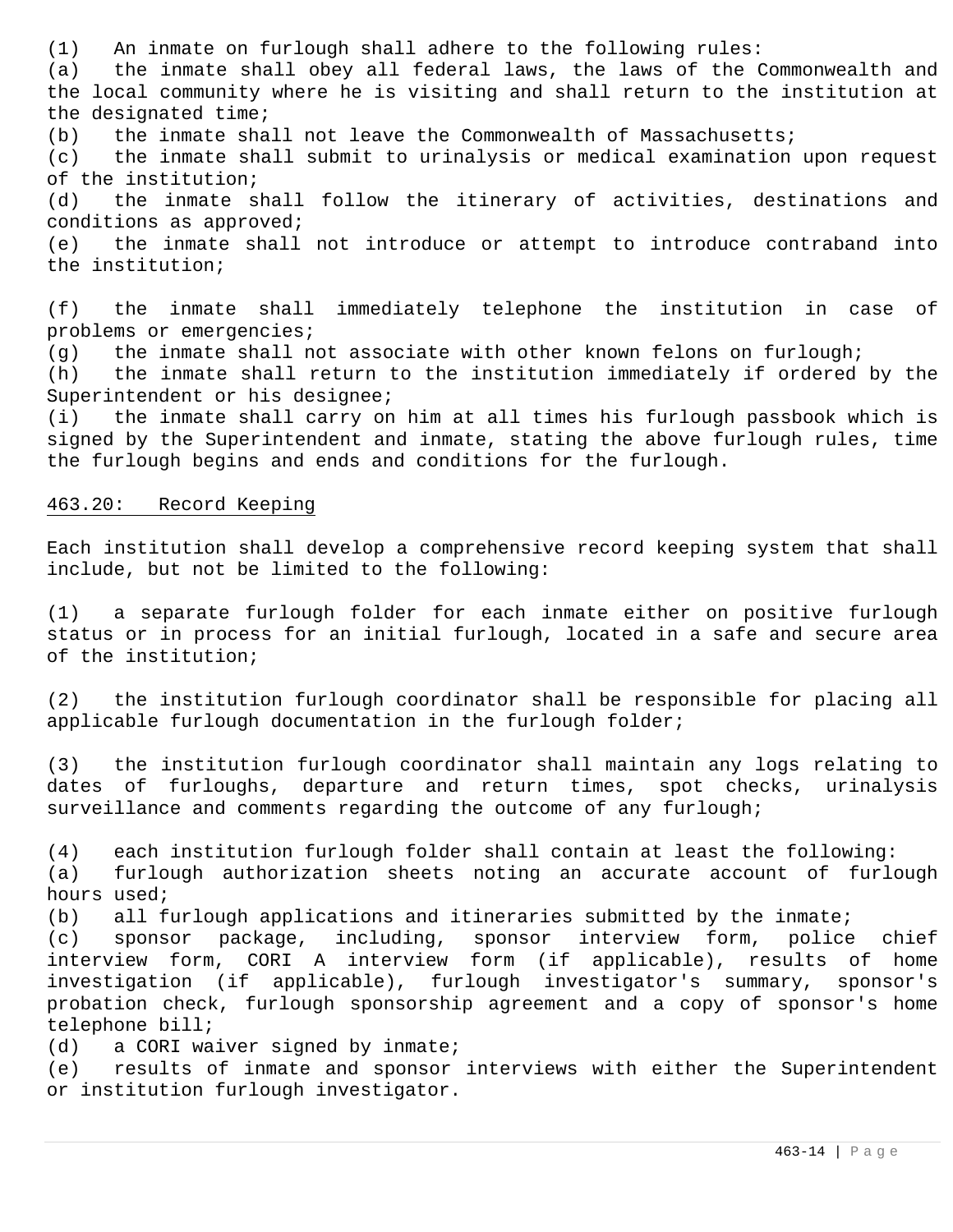(1) An inmate on furlough shall adhere to the following rules:

(a) the inmate shall obey all federal laws, the laws of the Commonwealth and the local community where he is visiting and shall return to the institution at the designated time;

(b) the inmate shall not leave the Commonwealth of Massachusetts;

(c) the inmate shall submit to urinalysis or medical examination upon request of the institution;

(d) the inmate shall follow the itinerary of activities, destinations and conditions as approved;

(e) the inmate shall not introduce or attempt to introduce contraband into the institution;

(f) the inmate shall immediately telephone the institution in case of problems or emergencies;

(g) the inmate shall not associate with other known felons on furlough;

(h) the inmate shall return to the institution immediately if ordered by the Superintendent or his designee;

(i) the inmate shall carry on him at all times his furlough passbook which is signed by the Superintendent and inmate, stating the above furlough rules, time the furlough begins and ends and conditions for the furlough.

## 463.20: Record Keeping

Each institution shall develop a comprehensive record keeping system that shall include, but not be limited to the following:

(1) a separate furlough folder for each inmate either on positive furlough status or in process for an initial furlough, located in a safe and secure area of the institution;

(2) the institution furlough coordinator shall be responsible for placing all applicable furlough documentation in the furlough folder;

(3) the institution furlough coordinator shall maintain any logs relating to dates of furloughs, departure and return times, spot checks, urinalysis surveillance and comments regarding the outcome of any furlough;

(4) each institution furlough folder shall contain at least the following:

(a) furlough authorization sheets noting an accurate account of furlough hours used;

(b) all furlough applications and itineraries submitted by the inmate;

(c) sponsor package, including, sponsor interview form, police chief interview form, CORI A interview form (if applicable), results of home investigation (if applicable), furlough investigator's summary, sponsor's probation check, furlough sponsorship agreement and a copy of sponsor's home telephone bill;

(d) a CORI waiver signed by inmate;

(e) results of inmate and sponsor interviews with either the Superintendent or institution furlough investigator.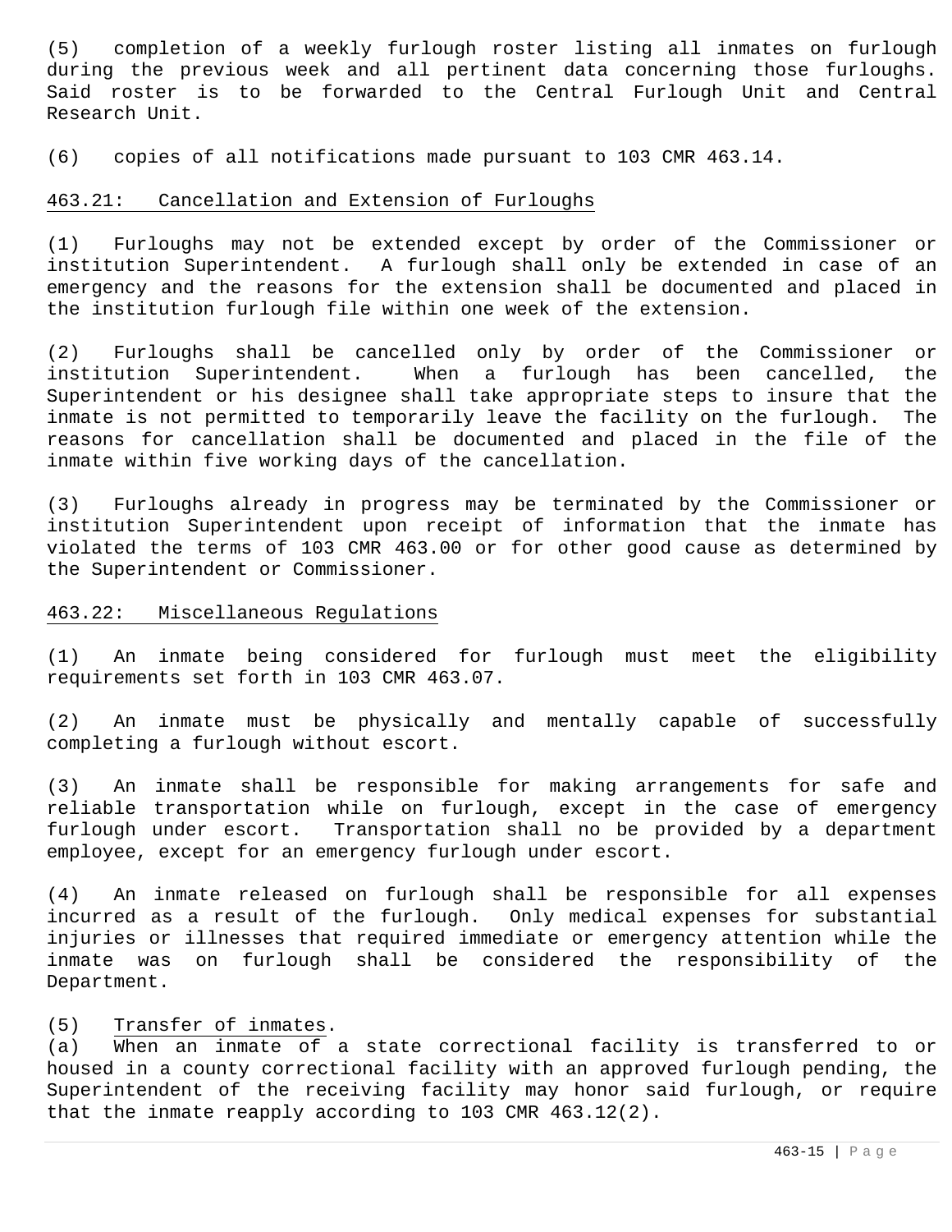(5) completion of a weekly furlough roster listing all inmates on furlough during the previous week and all pertinent data concerning those furloughs. Said roster is to be forwarded to the Central Furlough Unit and Central Research Unit.

(6) copies of all notifications made pursuant to 103 CMR 463.14.

## 463.21: Cancellation and Extension of Furloughs

(1) Furloughs may not be extended except by order of the Commissioner or institution Superintendent. A furlough shall only be extended in case of an emergency and the reasons for the extension shall be documented and placed in the institution furlough file within one week of the extension.

(2) Furloughs shall be cancelled only by order of the Commissioner or institution Superintendent. When a furlough has been cancelled, the Superintendent or his designee shall take appropriate steps to insure that the inmate is not permitted to temporarily leave the facility on the furlough. The reasons for cancellation shall be documented and placed in the file of the inmate within five working days of the cancellation.

(3) Furloughs already in progress may be terminated by the Commissioner or institution Superintendent upon receipt of information that the inmate has violated the terms of 103 CMR 463.00 or for other good cause as determined by the Superintendent or Commissioner.

## 463.22: Miscellaneous Regulations

(1) An inmate being considered for furlough must meet the eligibility requirements set forth in 103 CMR 463.07.

(2) An inmate must be physically and mentally capable of successfully completing a furlough without escort.

(3) An inmate shall be responsible for making arrangements for safe and reliable transportation while on furlough, except in the case of emergency furlough under escort. Transportation shall no be provided by a department employee, except for an emergency furlough under escort.

(4) An inmate released on furlough shall be responsible for all expenses incurred as a result of the furlough. Only medical expenses for substantial injuries or illnesses that required immediate or emergency attention while the inmate was on furlough shall be considered the responsibility of the Department.

(5) Transfer of inmates.

(a) When an inmate of a state correctional facility is transferred to or housed in a county correctional facility with an approved furlough pending, the Superintendent of the receiving facility may honor said furlough, or require that the inmate reapply according to 103 CMR 463.12(2).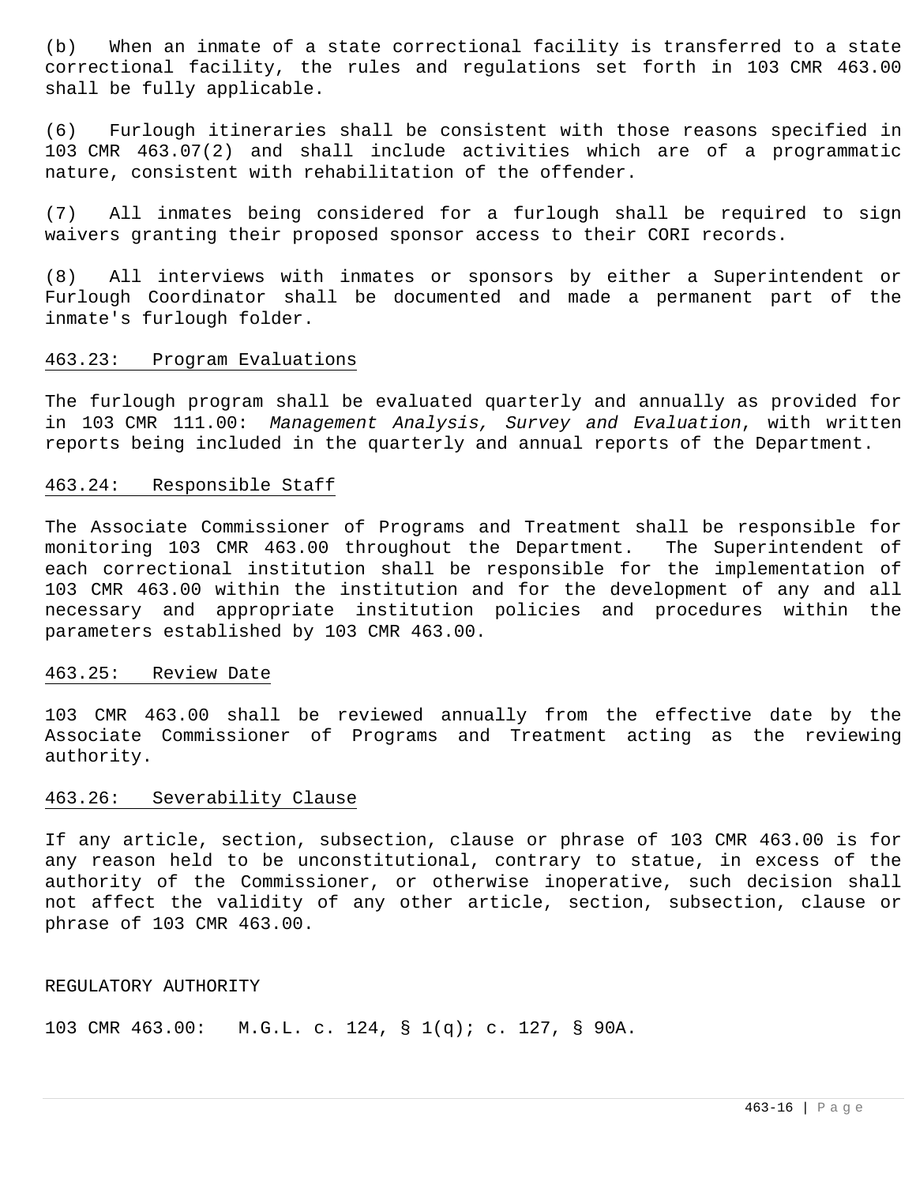(b) When an inmate of a state correctional facility is transferred to a state correctional facility, the rules and regulations set forth in 103 CMR 463.00 shall be fully applicable.

(6) Furlough itineraries shall be consistent with those reasons specified in 103 CMR 463.07(2) and shall include activities which are of a programmatic nature, consistent with rehabilitation of the offender.

(7) All inmates being considered for a furlough shall be required to sign waivers granting their proposed sponsor access to their CORI records.

(8) All interviews with inmates or sponsors by either a Superintendent or Furlough Coordinator shall be documented and made a permanent part of the inmate's furlough folder.

463.23: Program Evaluations

The furlough program shall be evaluated quarterly and annually as provided for in 103 CMR 111.00: *Management Analysis, Survey and Evaluation*, with written reports being included in the quarterly and annual reports of the Department.

463.24: Responsible Staff

The Associate Commissioner of Programs and Treatment shall be responsible for monitoring 103 CMR 463.00 throughout the Department. The Superintendent of each correctional institution shall be responsible for the implementation of 103 CMR 463.00 within the institution and for the development of any and all necessary and appropriate institution policies and procedures within the parameters established by 103 CMR 463.00.

463.25: Review Date

103 CMR 463.00 shall be reviewed annually from the effective date by the Associate Commissioner of Programs and Treatment acting as the reviewing authority.

463.26: Severability Clause

If any article, section, subsection, clause or phrase of 103 CMR 463.00 is for any reason held to be unconstitutional, contrary to statue, in excess of the authority of the Commissioner, or otherwise inoperative, such decision shall not affect the validity of any other article, section, subsection, clause or phrase of 103 CMR 463.00.

REGULATORY AUTHORITY

103 CMR 463.00: M.G.L. c. 124, § 1(q); c. 127, § 90A.